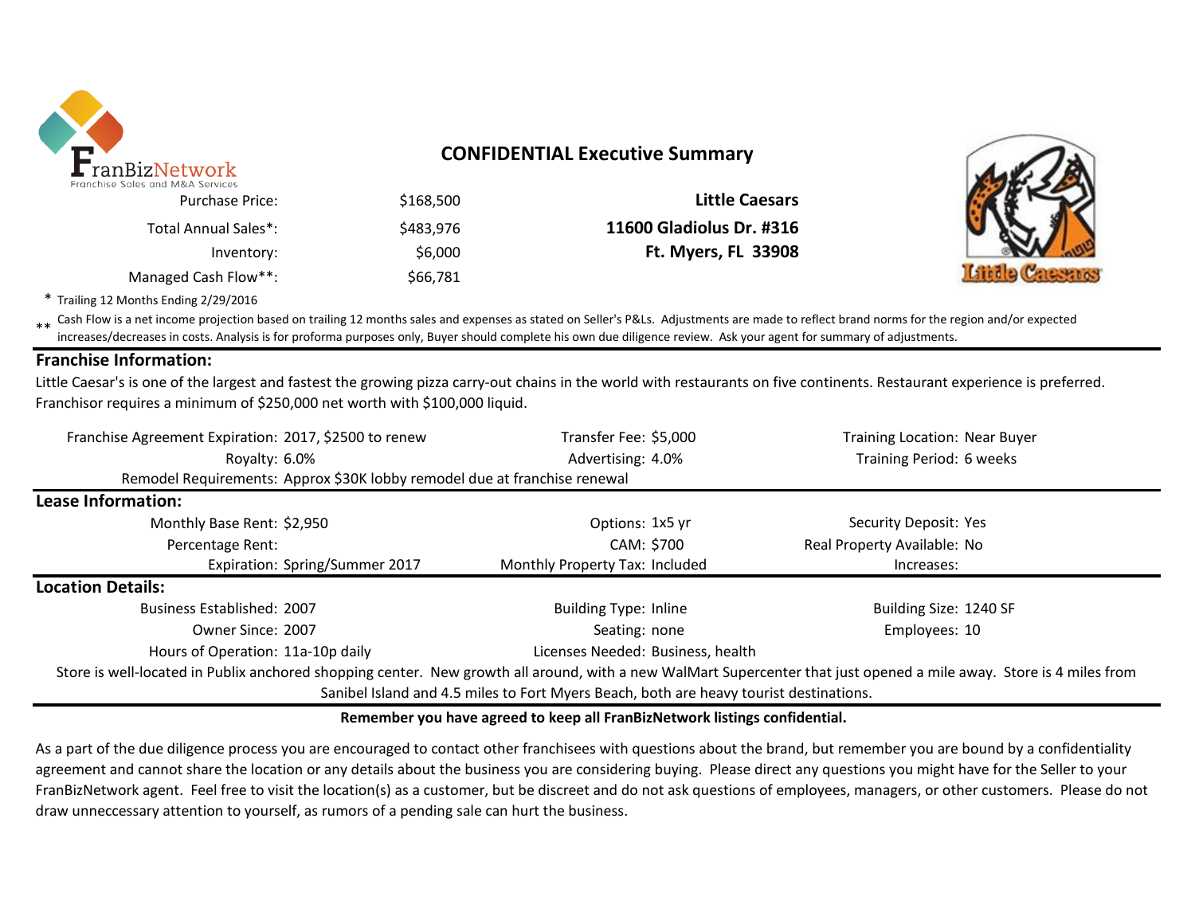FranBizNetwork
Franchise Sales and M&A Services

# CONFIDENTIAL Executive Summary

| | | |
|---|---|---|
| Purchase Price: | $168,500 | **Little Caesars** |
| Total Annual Sales*: | $483,976 | **11600 Gladiolus Dr. #316** |
| Inventory: | $6,000 | **Ft. Myers, FL 33908** |
| Managed Cash Flow**: | $66,781 | |

\* Trailing 12 Months Ending 2/29/2016

\*\* Cash Flow is a net income projection based on trailing 12 months sales and expenses as stated on Seller's P&Ls. Adjustments are made to reflect brand norms for the region and/or expected increases/decreases in costs. Analysis is for proforma purposes only, Buyer should complete his own due diligence review. Ask your agent for summary of adjustments.

## Franchise Information:

Little Caesar's is one of the largest and fastest the growing pizza carry-out chains in the world with restaurants on five continents. Restaurant experience is preferred. Franchisor requires a minimum of $250,000 net worth with $100,000 liquid.

| | | | | | |
|---|---|---|---|---|---|
| Franchise Agreement Expiration: | 2017, $2500 to renew | Transfer Fee: | $5,000 | Training Location: | Near Buyer |
| Royalty: | 6.0% | Advertising: | 4.0% | Training Period: | 6 weeks |
| Remodel Requirements: | Approx $30K lobby remodel due at franchise renewal | | | | |

## Lease Information:

| | | | | | |
|---|---|---|---|---|---|
| Monthly Base Rent: | $2,950 | Options: | 1x5 yr | Security Deposit: | Yes |
| Percentage Rent: | | CAM: | $700 | Real Property Available: | No |
| Expiration: | Spring/Summer 2017 | Monthly Property Tax: | Included | Increases: | |

## Location Details:

| | | | | | |
|---|---|---|---|---|---|
| Business Established: | 2007 | Building Type: | Inline | Building Size: | 1240 SF |
| Owner Since: | 2007 | Seating: | none | Employees: | 10 |
| Hours of Operation: | 11a-10p daily | Licenses Needed: | Business, health | | |

Store is well-located in Publix anchored shopping center. New growth all around, with a new WalMart Supercenter that just opened a mile away. Store is 4 miles from Sanibel Island and 4.5 miles to Fort Myers Beach, both are heavy tourist destinations.

**Remember you have agreed to keep all FranBizNetwork listings confidential.**

As a part of the due diligence process you are encouraged to contact other franchisees with questions about the brand, but remember you are bound by a confidentiality agreement and cannot share the location or any details about the business you are considering buying. Please direct any questions you might have for the Seller to your FranBizNetwork agent. Feel free to visit the location(s) as a customer, but be discreet and do not ask questions of employees, managers, or other customers. Please do not draw unneccessary attention to yourself, as rumors of a pending sale can hurt the business.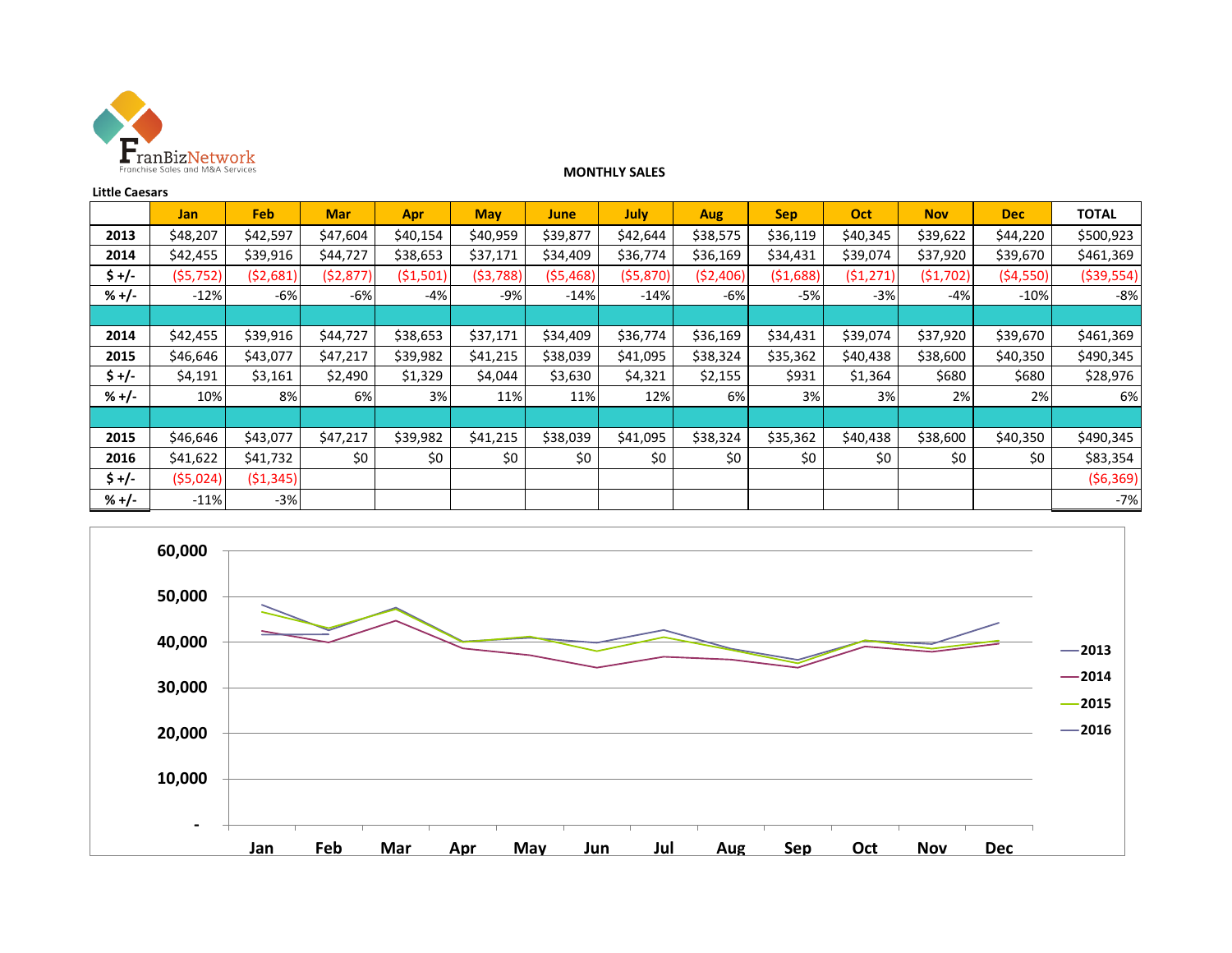FranBizNetwork
Franchise Sales and M&A Services

**MONTHLY SALES**

**Little Caesars**

| | Jan | Feb | Mar | Apr | May | June | July | Aug | Sep | Oct | Nov | Dec | TOTAL |
|---|---|---|---|---|---|---|---|---|---|---|---|---|---|
| **2013** | $48,207 | $42,597 | $47,604 | $40,154 | $40,959 | $39,877 | $42,644 | $38,575 | $36,119 | $40,345 | $39,622 | $44,220 | $500,923 |
| **2014** | $42,455 | $39,916 | $44,727 | $38,653 | $37,171 | $34,409 | $36,774 | $36,169 | $34,431 | $39,074 | $37,920 | $39,670 | $461,369 |
| **$ +/-** | ($5,752) | ($2,681) | ($2,877) | ($1,501) | ($3,788) | ($5,468) | ($5,870) | ($2,406) | ($1,688) | ($1,271) | ($1,702) | ($4,550) | ($39,554) |
| **% +/-** | -12% | -6% | -6% | -4% | -9% | -14% | -14% | -6% | -5% | -3% | -4% | -10% | -8% |
| | | | | | | | | | | | | | |
| **2014** | $42,455 | $39,916 | $44,727 | $38,653 | $37,171 | $34,409 | $36,774 | $36,169 | $34,431 | $39,074 | $37,920 | $39,670 | $461,369 |
| **2015** | $46,646 | $43,077 | $47,217 | $39,982 | $41,215 | $38,039 | $41,095 | $38,324 | $35,362 | $40,438 | $38,600 | $40,350 | $490,345 |
| **$ +/-** | $4,191 | $3,161 | $2,490 | $1,329 | $4,044 | $3,630 | $4,321 | $2,155 | $931 | $1,364 | $680 | $680 | $28,976 |
| **% +/-** | 10% | 8% | 6% | 3% | 11% | 11% | 12% | 6% | 3% | 3% | 2% | 2% | 6% |
| | | | | | | | | | | | | | |
| **2015** | $46,646 | $43,077 | $47,217 | $39,982 | $41,215 | $38,039 | $41,095 | $38,324 | $35,362 | $40,438 | $38,600 | $40,350 | $490,345 |
| **2016** | $41,622 | $41,732 | $0 | $0 | $0 | $0 | $0 | $0 | $0 | $0 | $0 | $0 | $83,354 |
| **$ +/-** | ($5,024) | ($1,345) | | | | | | | | | | | ($6,369) |
| **% +/-** | -11% | -3% | | | | | | | | | | | -7% |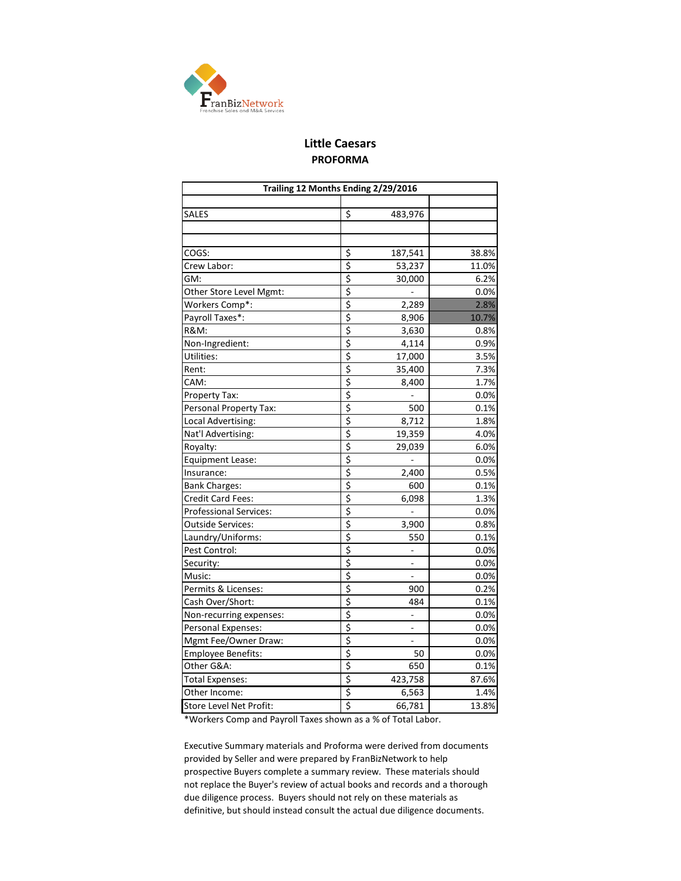FranBizNetwork
Franchise Sales and M&A Services

# Little Caesars

## PROFORMA

| Trailing 12 Months Ending 2/29/2016 | | | |
|---|---|---|---|
| | | | |
| SALES | $ | 483,976 | |
| | | | |
| | | | |
| COGS: | $ | 187,541 | 38.8% |
| Crew Labor: | $ | 53,237 | 11.0% |
| GM: | $ | 30,000 | 6.2% |
| Other Store Level Mgmt: | $ | - | 0.0% |
| Workers Comp*: | $ | 2,289 | 2.8% |
| Payroll Taxes*: | $ | 8,906 | 10.7% |
| R&M: | $ | 3,630 | 0.8% |
| Non-Ingredient: | $ | 4,114 | 0.9% |
| Utilities: | $ | 17,000 | 3.5% |
| Rent: | $ | 35,400 | 7.3% |
| CAM: | $ | 8,400 | 1.7% |
| Property Tax: | $ | - | 0.0% |
| Personal Property Tax: | $ | 500 | 0.1% |
| Local Advertising: | $ | 8,712 | 1.8% |
| Nat'l Advertising: | $ | 19,359 | 4.0% |
| Royalty: | $ | 29,039 | 6.0% |
| Equipment Lease: | $ | - | 0.0% |
| Insurance: | $ | 2,400 | 0.5% |
| Bank Charges: | $ | 600 | 0.1% |
| Credit Card Fees: | $ | 6,098 | 1.3% |
| Professional Services: | $ | - | 0.0% |
| Outside Services: | $ | 3,900 | 0.8% |
| Laundry/Uniforms: | $ | 550 | 0.1% |
| Pest Control: | $ | - | 0.0% |
| Security: | $ | - | 0.0% |
| Music: | $ | - | 0.0% |
| Permits & Licenses: | $ | 900 | 0.2% |
| Cash Over/Short: | $ | 484 | 0.1% |
| Non-recurring expenses: | $ | - | 0.0% |
| Personal Expenses: | $ | - | 0.0% |
| Mgmt Fee/Owner Draw: | $ | - | 0.0% |
| Employee Benefits: | $ | 50 | 0.0% |
| Other G&A: | $ | 650 | 0.1% |
| Total Expenses: | $ | 423,758 | 87.6% |
| Other Income: | $ | 6,563 | 1.4% |
| Store Level Net Profit: | $ | 66,781 | 13.8% |

*Workers Comp and Payroll Taxes shown as a % of Total Labor.

Executive Summary materials and Proforma were derived from documents provided by Seller and were prepared by FranBizNetwork to help prospective Buyers complete a summary review. These materials should not replace the Buyer's review of actual books and records and a thorough due diligence process. Buyers should not rely on these materials as definitive, but should instead consult the actual due diligence documents.